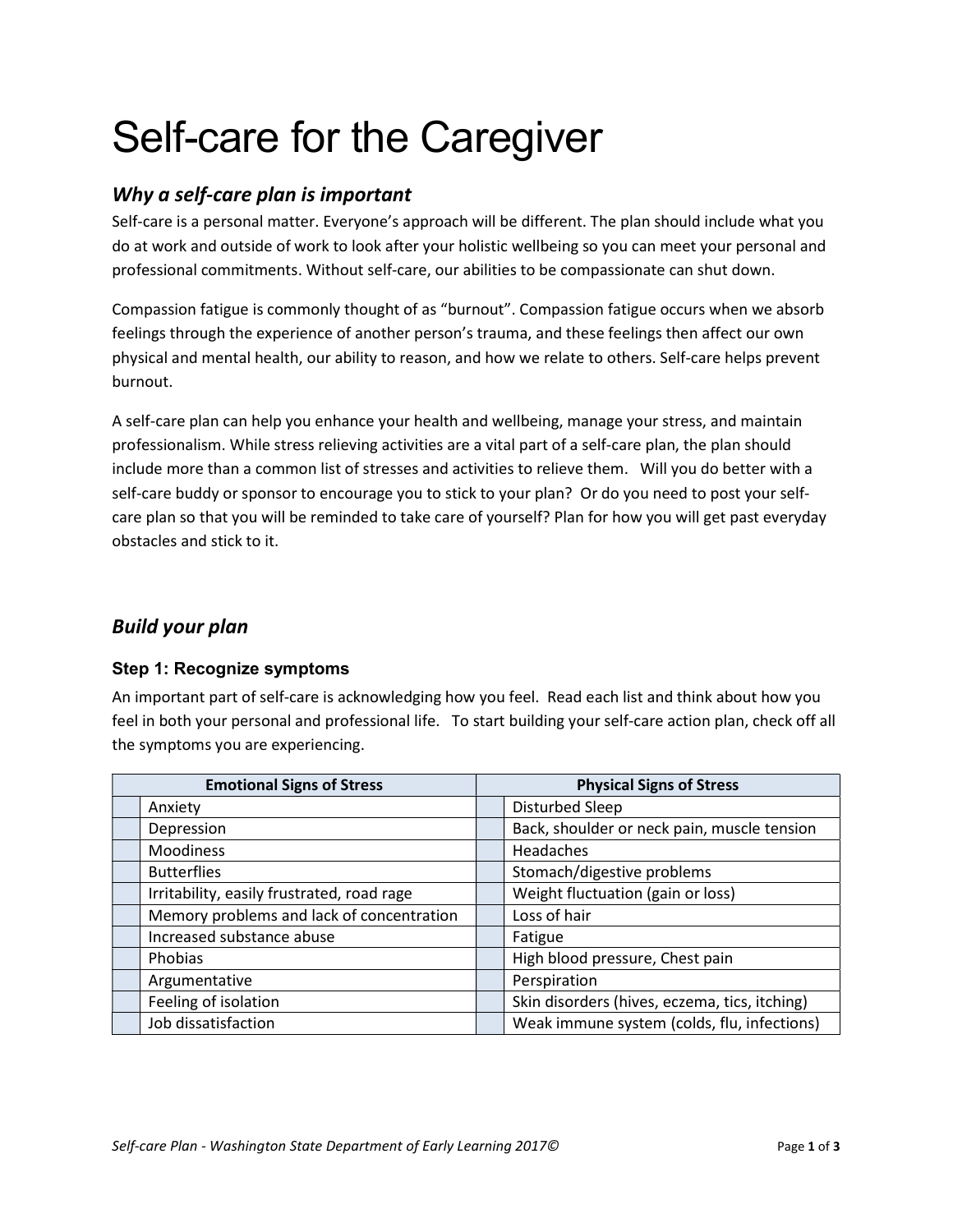# Self-care for the Caregiver

## *Why a self-care plan is important*

Self-care is a personal matter. Everyone's approach will be different. The plan should include what you do at work and outside of work to look after your holistic wellbeing so you can meet your personal and professional commitments. Without self-care, our abilities to be compassionate can shut down.

Compassion fatigue is commonly thought of as "burnout". Compassion fatigue occurs when we absorb feelings through the experience of another person's trauma, and these feelings then affect our own physical and mental health, our ability to reason, and how we relate to others. Self-care helps prevent burnout.

A self-care plan can help you enhance your health and wellbeing, manage your stress, and maintain professionalism. While stress relieving activities are a vital part of a self-care plan, the plan should include more than a common list of stresses and activities to relieve them. Will you do better with a self-care buddy or sponsor to encourage you to stick to your plan? Or do you need to post your self-care plan so that you will be reminded to take care of yourself? Plan for how you will get past everyday obstacles and stick to it.

## *Build your plan*

### Step 1: Recognize symptoms

An important part of self-care is acknowledging how you feel. Read each list and think about how you feel in both your personal and professional life. To start building your self-care action plan, check off all the symptoms you are experiencing.

| | Emotional Signs of Stress | | Physical Signs of Stress |
|---|---|---|---|
| | Anxiety | | Disturbed Sleep |
| | Depression | | Back, shoulder or neck pain, muscle tension |
| | Moodiness | | Headaches |
| | Butterflies | | Stomach/digestive problems |
| | Irritability, easily frustrated, road rage | | Weight fluctuation (gain or loss) |
| | Memory problems and lack of concentration | | Loss of hair |
| | Increased substance abuse | | Fatigue |
| | Phobias | | High blood pressure, Chest pain |
| | Argumentative | | Perspiration |
| | Feeling of isolation | | Skin disorders (hives, eczema, tics, itching) |
| | Job dissatisfaction | | Weak immune system (colds, flu, infections) |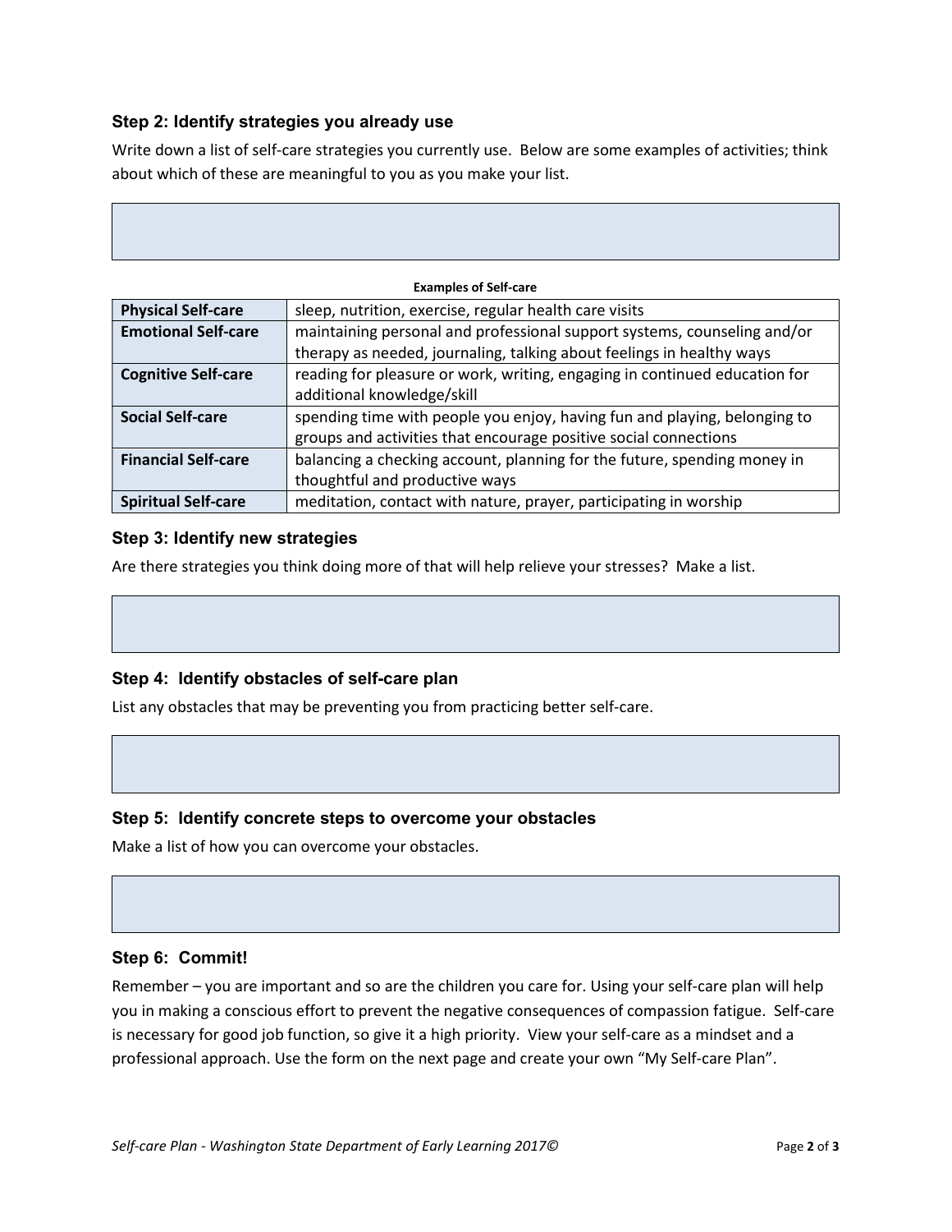### Step 2: Identify strategies you already use

Write down a list of self-care strategies you currently use. Below are some examples of activities; think about which of these are meaningful to you as you make your list.

**Examples of Self-care**

| | |
|---|---|
| **Physical Self-care** | sleep, nutrition, exercise, regular health care visits |
| **Emotional Self-care** | maintaining personal and professional support systems, counseling and/or therapy as needed, journaling, talking about feelings in healthy ways |
| **Cognitive Self-care** | reading for pleasure or work, writing, engaging in continued education for additional knowledge/skill |
| **Social Self-care** | spending time with people you enjoy, having fun and playing, belonging to groups and activities that encourage positive social connections |
| **Financial Self-care** | balancing a checking account, planning for the future, spending money in thoughtful and productive ways |
| **Spiritual Self-care** | meditation, contact with nature, prayer, participating in worship |

### Step 3: Identify new strategies

Are there strategies you think doing more of that will help relieve your stresses? Make a list.

### Step 4: Identify obstacles of self-care plan

List any obstacles that may be preventing you from practicing better self-care.

### Step 5: Identify concrete steps to overcome your obstacles

Make a list of how you can overcome your obstacles.

### Step 6: Commit!

Remember – you are important and so are the children you care for. Using your self-care plan will help you in making a conscious effort to prevent the negative consequences of compassion fatigue. Self-care is necessary for good job function, so give it a high priority. View your self-care as a mindset and a professional approach. Use the form on the next page and create your own "My Self-care Plan".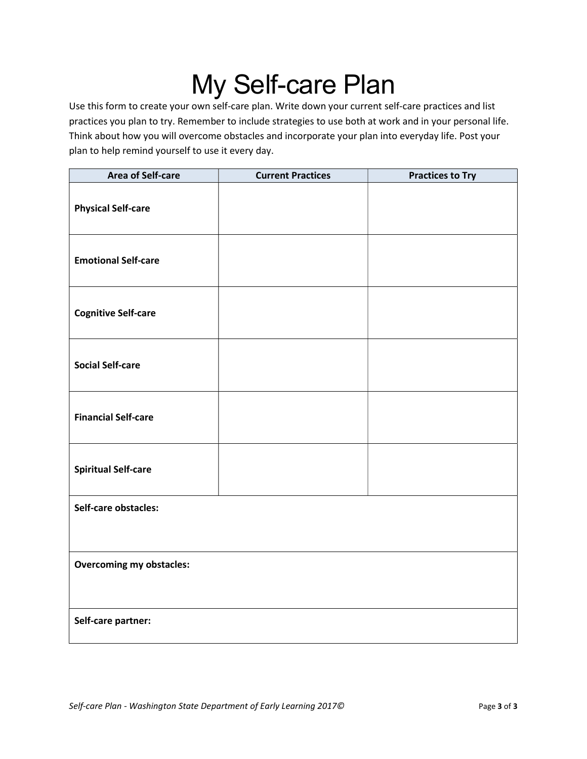# My Self-care Plan

Use this form to create your own self-care plan. Write down your current self-care practices and list practices you plan to try. Remember to include strategies to use both at work and in your personal life. Think about how you will overcome obstacles and incorporate your plan into everyday life. Post your plan to help remind yourself to use it every day.

| Area of Self-care | Current Practices | Practices to Try |
|---|---|---|
| **Physical Self-care** | | |
| **Emotional Self-care** | | |
| **Cognitive Self-care** | | |
| **Social Self-care** | | |
| **Financial Self-care** | | |
| **Spiritual Self-care** | | |
| **Self-care obstacles:** | | |
| **Overcoming my obstacles:** | | |
| **Self-care partner:** | | |

*Self-care Plan - Washington State Department of Early Learning 2017©*